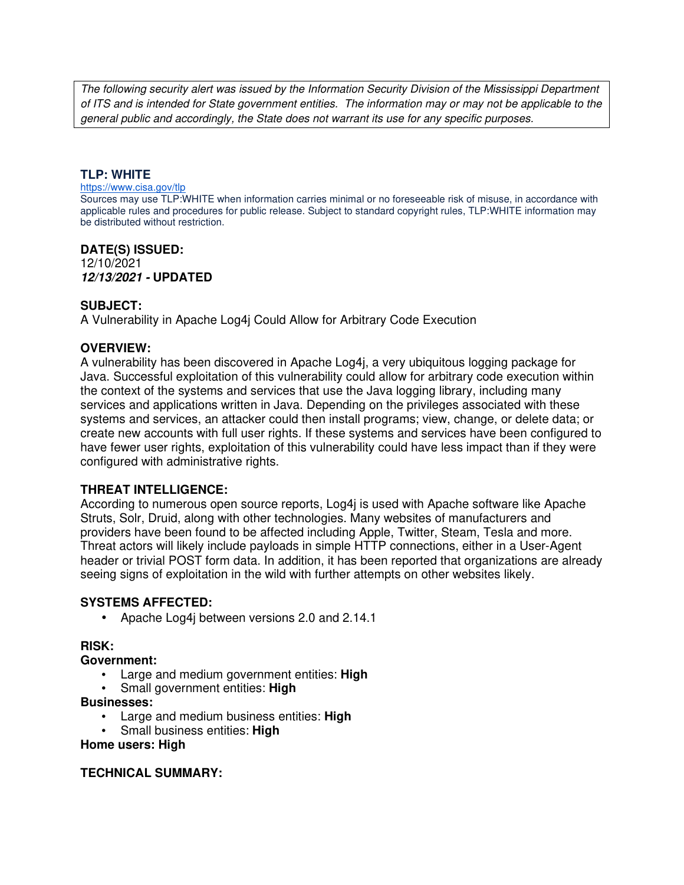*The following security alert was issued by the Information Security Division of the Mississippi Department of ITS and is intended for State government entities. The information may or may not be applicable to the general public and accordingly, the State does not warrant its use for any specific purposes.*

## TLP: WHITE

https://www.cisa.gov/tlp

Sources may use TLP:WHITE when information carries minimal or no foreseeable risk of misuse, in accordance with applicable rules and procedures for public release. Subject to standard copyright rules, TLP:WHITE information may be distributed without restriction.

### DATE(S) ISSUED:

12/10/2021

***12/13/2021* - UPDATED**

### SUBJECT:

A Vulnerability in Apache Log4j Could Allow for Arbitrary Code Execution

### OVERVIEW:

A vulnerability has been discovered in Apache Log4j, a very ubiquitous logging package for Java. Successful exploitation of this vulnerability could allow for arbitrary code execution within the context of the systems and services that use the Java logging library, including many services and applications written in Java. Depending on the privileges associated with these systems and services, an attacker could then install programs; view, change, or delete data; or create new accounts with full user rights. If these systems and services have been configured to have fewer user rights, exploitation of this vulnerability could have less impact than if they were configured with administrative rights.

### THREAT INTELLIGENCE:

According to numerous open source reports, Log4j is used with Apache software like Apache Struts, Solr, Druid, along with other technologies. Many websites of manufacturers and providers have been found to be affected including Apple, Twitter, Steam, Tesla and more. Threat actors will likely include payloads in simple HTTP connections, either in a User-Agent header or trivial POST form data. In addition, it has been reported that organizations are already seeing signs of exploitation in the wild with further attempts on other websites likely.

### SYSTEMS AFFECTED:

- Apache Log4j between versions 2.0 and 2.14.1

### RISK:

**Government:**

- Large and medium government entities: **High**
- Small government entities: **High**

**Businesses:**

- Large and medium business entities: **High**
- Small business entities: **High**

**Home users: High**

### TECHNICAL SUMMARY: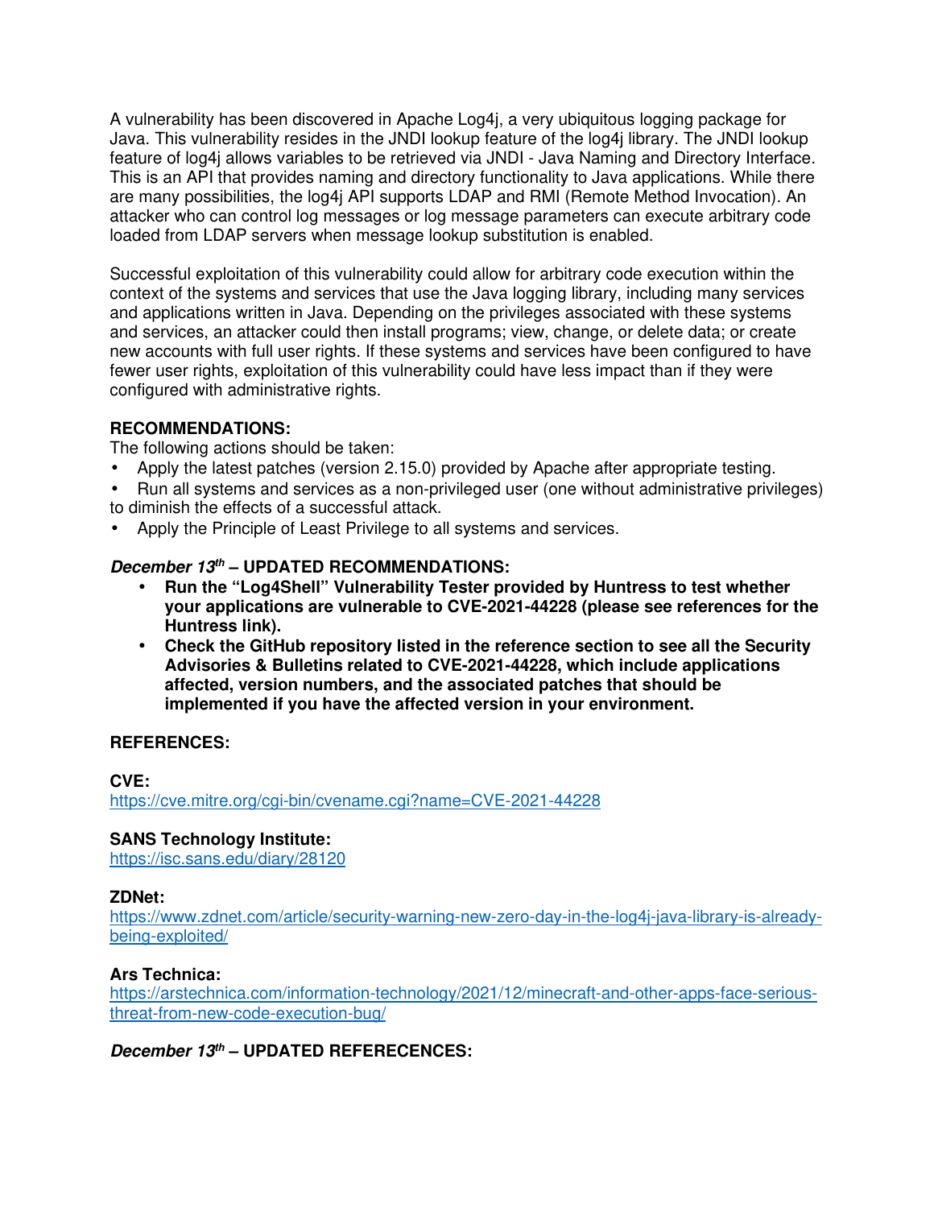A vulnerability has been discovered in Apache Log4j, a very ubiquitous logging package for Java. This vulnerability resides in the JNDI lookup feature of the log4j library. The JNDI lookup feature of log4j allows variables to be retrieved via JNDI - Java Naming and Directory Interface. This is an API that provides naming and directory functionality to Java applications. While there are many possibilities, the log4j API supports LDAP and RMI (Remote Method Invocation). An attacker who can control log messages or log message parameters can execute arbitrary code loaded from LDAP servers when message lookup substitution is enabled.

Successful exploitation of this vulnerability could allow for arbitrary code execution within the context of the systems and services that use the Java logging library, including many services and applications written in Java. Depending on the privileges associated with these systems and services, an attacker could then install programs; view, change, or delete data; or create new accounts with full user rights. If these systems and services have been configured to have fewer user rights, exploitation of this vulnerability could have less impact than if they were configured with administrative rights.

**RECOMMENDATIONS:**

The following actions should be taken:

- Apply the latest patches (version 2.15.0) provided by Apache after appropriate testing.
- Run all systems and services as a non-privileged user (one without administrative privileges) to diminish the effects of a successful attack.
- Apply the Principle of Least Privilege to all systems and services.

***December 13th* – UPDATED RECOMMENDATIONS:**

- **Run the "Log4Shell" Vulnerability Tester provided by Huntress to test whether your applications are vulnerable to CVE-2021-44228 (please see references for the Huntress link).**
- **Check the GitHub repository listed in the reference section to see all the Security Advisories & Bulletins related to CVE-2021-44228, which include applications affected, version numbers, and the associated patches that should be implemented if you have the affected version in your environment.**

**REFERENCES:**

**CVE:**
https://cve.mitre.org/cgi-bin/cvename.cgi?name=CVE-2021-44228

**SANS Technology Institute:**
https://isc.sans.edu/diary/28120

**ZDNet:**
https://www.zdnet.com/article/security-warning-new-zero-day-in-the-log4j-java-library-is-already-being-exploited/

**Ars Technica:**
https://arstechnica.com/information-technology/2021/12/minecraft-and-other-apps-face-serious-threat-from-new-code-execution-bug/

***December 13th* – UPDATED REFERECENCES:**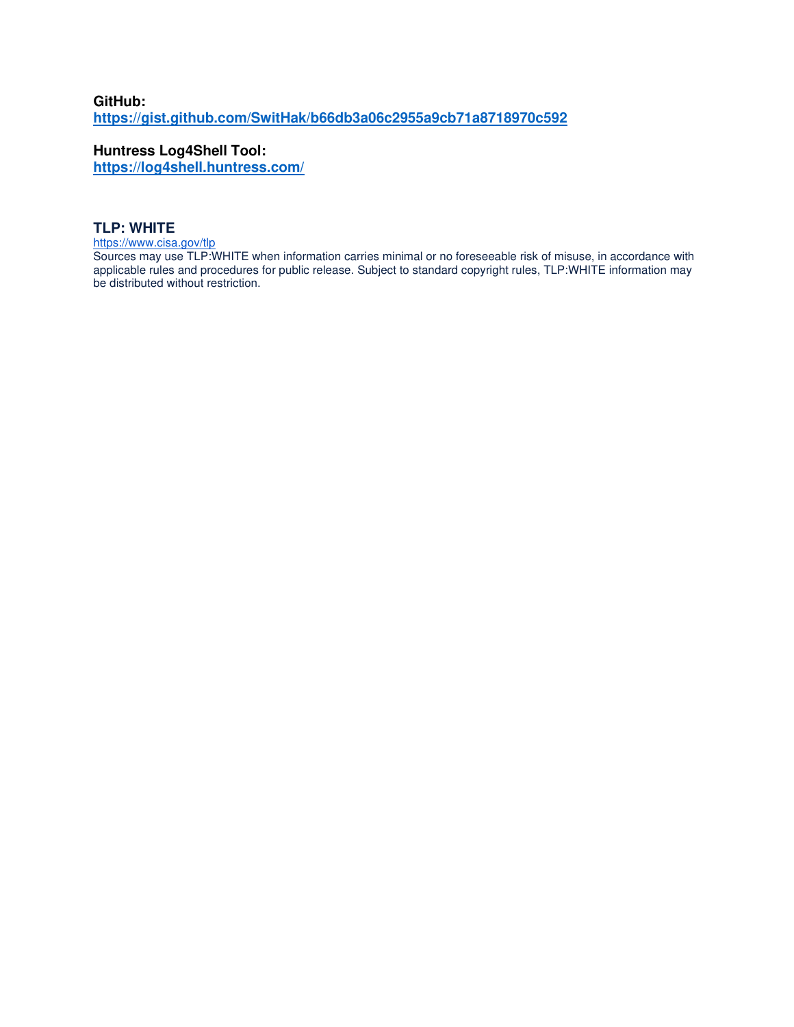**GitHub:**
**https://gist.github.com/SwitHak/b66db3a06c2955a9cb71a8718970c592**

**Huntress Log4Shell Tool:**
**https://log4shell.huntress.com/**

## TLP: WHITE

https://www.cisa.gov/tlp

Sources may use TLP:WHITE when information carries minimal or no foreseeable risk of misuse, in accordance with applicable rules and procedures for public release. Subject to standard copyright rules, TLP:WHITE information may be distributed without restriction.